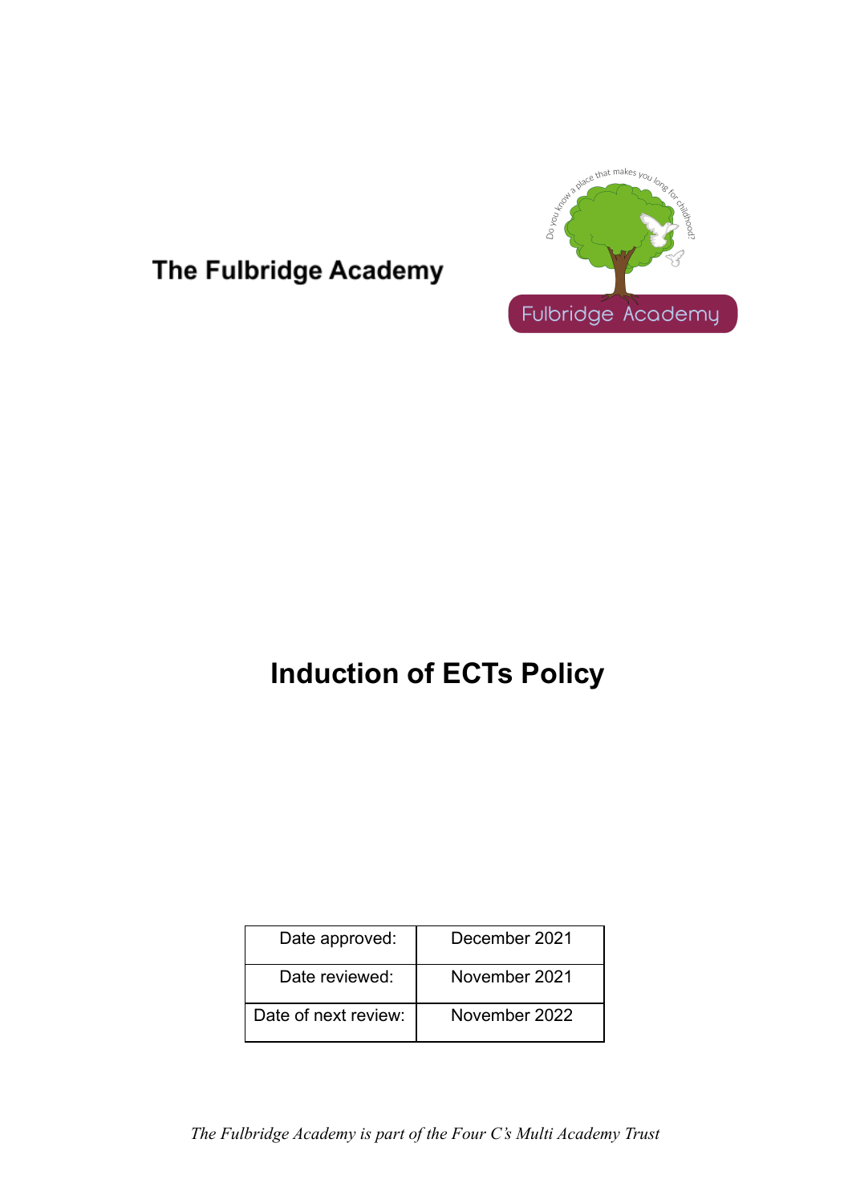The Fulbridge Academy

# Induction of ECTs Policy

| Date approved: | December 2021 |
|---|---|
| Date reviewed: | November 2021 |
| Date of next review: | November 2022 |

*The Fulbridge Academy is part of the Four C's Multi Academy Trust*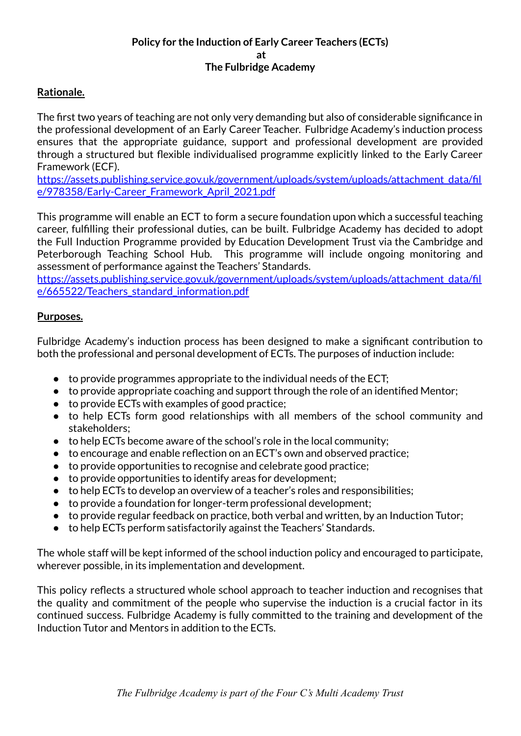**Policy for the Induction of Early Career Teachers (ECTs)**
**at**
**The Fulbridge Academy**

**Rationale.**

The first two years of teaching are not only very demanding but also of considerable significance in the professional development of an Early Career Teacher. Fulbridge Academy's induction process ensures that the appropriate guidance, support and professional development are provided through a structured but flexible individualised programme explicitly linked to the Early Career Framework (ECF).
https://assets.publishing.service.gov.uk/government/uploads/system/uploads/attachment_data/file/978358/Early-Career_Framework_April_2021.pdf

This programme will enable an ECT to form a secure foundation upon which a successful teaching career, fulfilling their professional duties, can be built. Fulbridge Academy has decided to adopt the Full Induction Programme provided by Education Development Trust via the Cambridge and Peterborough Teaching School Hub. This programme will include ongoing monitoring and assessment of performance against the Teachers' Standards.
https://assets.publishing.service.gov.uk/government/uploads/system/uploads/attachment_data/file/665522/Teachers_standard_information.pdf

**Purposes.**

Fulbridge Academy's induction process has been designed to make a significant contribution to both the professional and personal development of ECTs. The purposes of induction include:

- to provide programmes appropriate to the individual needs of the ECT;
- to provide appropriate coaching and support through the role of an identified Mentor;
- to provide ECTs with examples of good practice;
- to help ECTs form good relationships with all members of the school community and stakeholders;
- to help ECTs become aware of the school's role in the local community;
- to encourage and enable reflection on an ECT's own and observed practice;
- to provide opportunities to recognise and celebrate good practice;
- to provide opportunities to identify areas for development;
- to help ECTs to develop an overview of a teacher's roles and responsibilities;
- to provide a foundation for longer-term professional development;
- to provide regular feedback on practice, both verbal and written, by an Induction Tutor;
- to help ECTs perform satisfactorily against the Teachers' Standards.

The whole staff will be kept informed of the school induction policy and encouraged to participate, wherever possible, in its implementation and development.

This policy reflects a structured whole school approach to teacher induction and recognises that the quality and commitment of the people who supervise the induction is a crucial factor in its continued success. Fulbridge Academy is fully committed to the training and development of the Induction Tutor and Mentors in addition to the ECTs.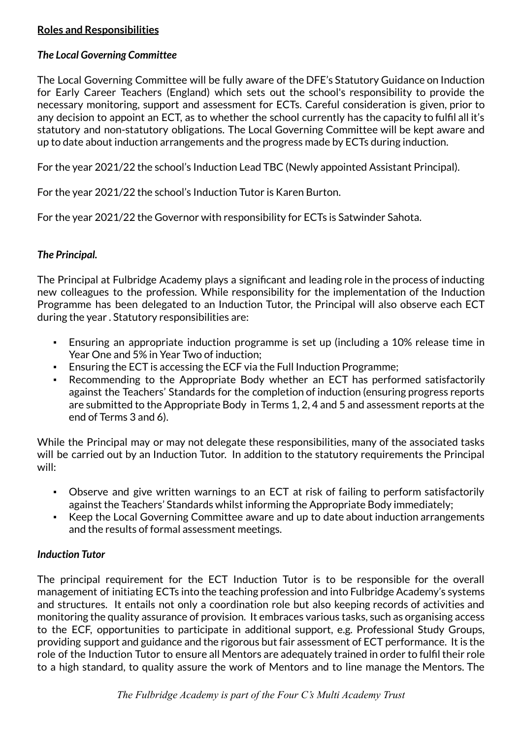**Roles and Responsibilities**

***The Local Governing Committee***

The Local Governing Committee will be fully aware of the DFE's Statutory Guidance on Induction for Early Career Teachers (England) which sets out the school's responsibility to provide the necessary monitoring, support and assessment for ECTs. Careful consideration is given, prior to any decision to appoint an ECT, as to whether the school currently has the capacity to fulfil all it's statutory and non-statutory obligations. The Local Governing Committee will be kept aware and up to date about induction arrangements and the progress made by ECTs during induction.

For the year 2021/22 the school's Induction Lead TBC (Newly appointed Assistant Principal).

For the year 2021/22 the school's Induction Tutor is Karen Burton.

For the year 2021/22 the Governor with responsibility for ECTs is Satwinder Sahota.

***The Principal.***

The Principal at Fulbridge Academy plays a significant and leading role in the process of inducting new colleagues to the profession. While responsibility for the implementation of the Induction Programme has been delegated to an Induction Tutor, the Principal will also observe each ECT during the year . Statutory responsibilities are:

- Ensuring an appropriate induction programme is set up (including a 10% release time in Year One and 5% in Year Two of induction;
- Ensuring the ECT is accessing the ECF via the Full Induction Programme;
- Recommending to the Appropriate Body whether an ECT has performed satisfactorily against the Teachers' Standards for the completion of induction (ensuring progress reports are submitted to the Appropriate Body in Terms 1, 2, 4 and 5 and assessment reports at the end of Terms 3 and 6).

While the Principal may or may not delegate these responsibilities, many of the associated tasks will be carried out by an Induction Tutor. In addition to the statutory requirements the Principal will:

- Observe and give written warnings to an ECT at risk of failing to perform satisfactorily against the Teachers' Standards whilst informing the Appropriate Body immediately;
- Keep the Local Governing Committee aware and up to date about induction arrangements and the results of formal assessment meetings.

***Induction Tutor***

The principal requirement for the ECT Induction Tutor is to be responsible for the overall management of initiating ECTs into the teaching profession and into Fulbridge Academy's systems and structures. It entails not only a coordination role but also keeping records of activities and monitoring the quality assurance of provision. It embraces various tasks, such as organising access to the ECF, opportunities to participate in additional support, e.g. Professional Study Groups, providing support and guidance and the rigorous but fair assessment of ECT performance. It is the role of the Induction Tutor to ensure all Mentors are adequately trained in order to fulfil their role to a high standard, to quality assure the work of Mentors and to line manage the Mentors. The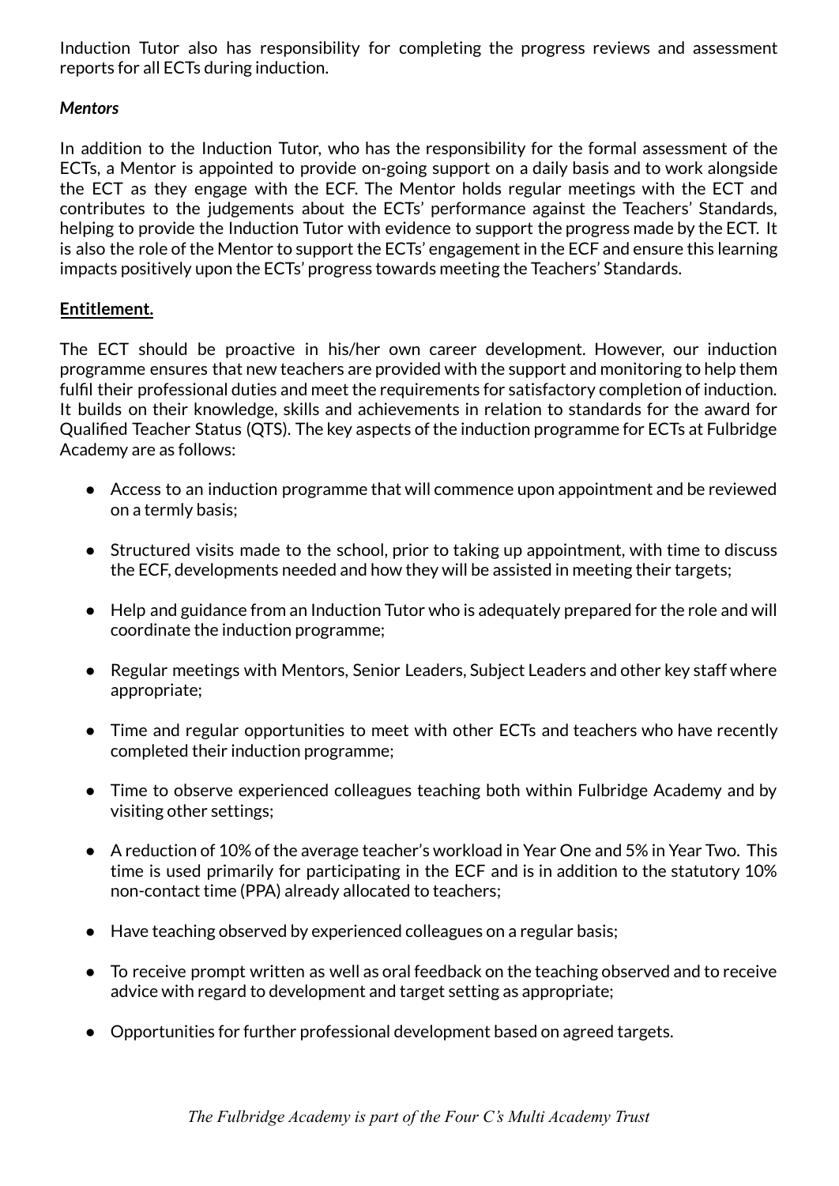Induction Tutor also has responsibility for completing the progress reviews and assessment reports for all ECTs during induction.

***Mentors***

In addition to the Induction Tutor, who has the responsibility for the formal assessment of the ECTs, a Mentor is appointed to provide on-going support on a daily basis and to work alongside the ECT as they engage with the ECF. The Mentor holds regular meetings with the ECT and contributes to the judgements about the ECTs' performance against the Teachers' Standards, helping to provide the Induction Tutor with evidence to support the progress made by the ECT. It is also the role of the Mentor to support the ECTs' engagement in the ECF and ensure this learning impacts positively upon the ECTs' progress towards meeting the Teachers' Standards.

**Entitlement.**

The ECT should be proactive in his/her own career development. However, our induction programme ensures that new teachers are provided with the support and monitoring to help them fulfil their professional duties and meet the requirements for satisfactory completion of induction. It builds on their knowledge, skills and achievements in relation to standards for the award for Qualified Teacher Status (QTS). The key aspects of the induction programme for ECTs at Fulbridge Academy are as follows:

- Access to an induction programme that will commence upon appointment and be reviewed on a termly basis;
- Structured visits made to the school, prior to taking up appointment, with time to discuss the ECF, developments needed and how they will be assisted in meeting their targets;
- Help and guidance from an Induction Tutor who is adequately prepared for the role and will coordinate the induction programme;
- Regular meetings with Mentors, Senior Leaders, Subject Leaders and other key staff where appropriate;
- Time and regular opportunities to meet with other ECTs and teachers who have recently completed their induction programme;
- Time to observe experienced colleagues teaching both within Fulbridge Academy and by visiting other settings;
- A reduction of 10% of the average teacher's workload in Year One and 5% in Year Two. This time is used primarily for participating in the ECF and is in addition to the statutory 10% non-contact time (PPA) already allocated to teachers;
- Have teaching observed by experienced colleagues on a regular basis;
- To receive prompt written as well as oral feedback on the teaching observed and to receive advice with regard to development and target setting as appropriate;
- Opportunities for further professional development based on agreed targets.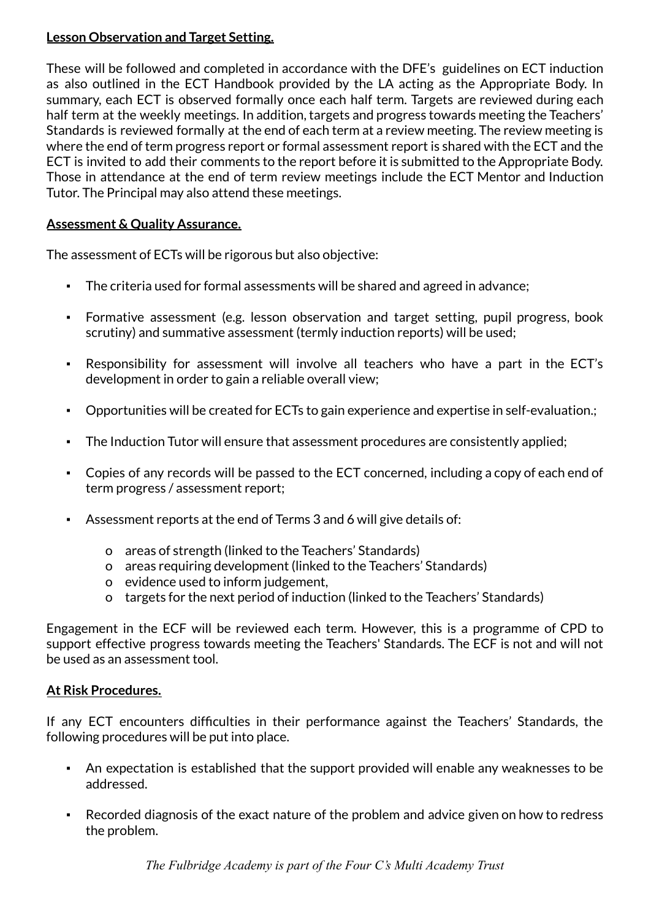**Lesson Observation and Target Setting.**

These will be followed and completed in accordance with the DFE's guidelines on ECT induction as also outlined in the ECT Handbook provided by the LA acting as the Appropriate Body. In summary, each ECT is observed formally once each half term. Targets are reviewed during each half term at the weekly meetings. In addition, targets and progress towards meeting the Teachers' Standards is reviewed formally at the end of each term at a review meeting. The review meeting is where the end of term progress report or formal assessment report is shared with the ECT and the ECT is invited to add their comments to the report before it is submitted to the Appropriate Body. Those in attendance at the end of term review meetings include the ECT Mentor and Induction Tutor. The Principal may also attend these meetings.

**Assessment & Quality Assurance.**

The assessment of ECTs will be rigorous but also objective:

- The criteria used for formal assessments will be shared and agreed in advance;
- Formative assessment (e.g. lesson observation and target setting, pupil progress, book scrutiny) and summative assessment (termly induction reports) will be used;
- Responsibility for assessment will involve all teachers who have a part in the ECT's development in order to gain a reliable overall view;
- Opportunities will be created for ECTs to gain experience and expertise in self-evaluation.;
- The Induction Tutor will ensure that assessment procedures are consistently applied;
- Copies of any records will be passed to the ECT concerned, including a copy of each end of term progress / assessment report;
- Assessment reports at the end of Terms 3 and 6 will give details of:
    - areas of strength (linked to the Teachers' Standards)
    - areas requiring development (linked to the Teachers' Standards)
    - evidence used to inform judgement,
    - targets for the next period of induction (linked to the Teachers' Standards)

Engagement in the ECF will be reviewed each term. However, this is a programme of CPD to support effective progress towards meeting the Teachers' Standards. The ECF is not and will not be used as an assessment tool.

**At Risk Procedures.**

If any ECT encounters difficulties in their performance against the Teachers' Standards, the following procedures will be put into place.

- An expectation is established that the support provided will enable any weaknesses to be addressed.
- Recorded diagnosis of the exact nature of the problem and advice given on how to redress the problem.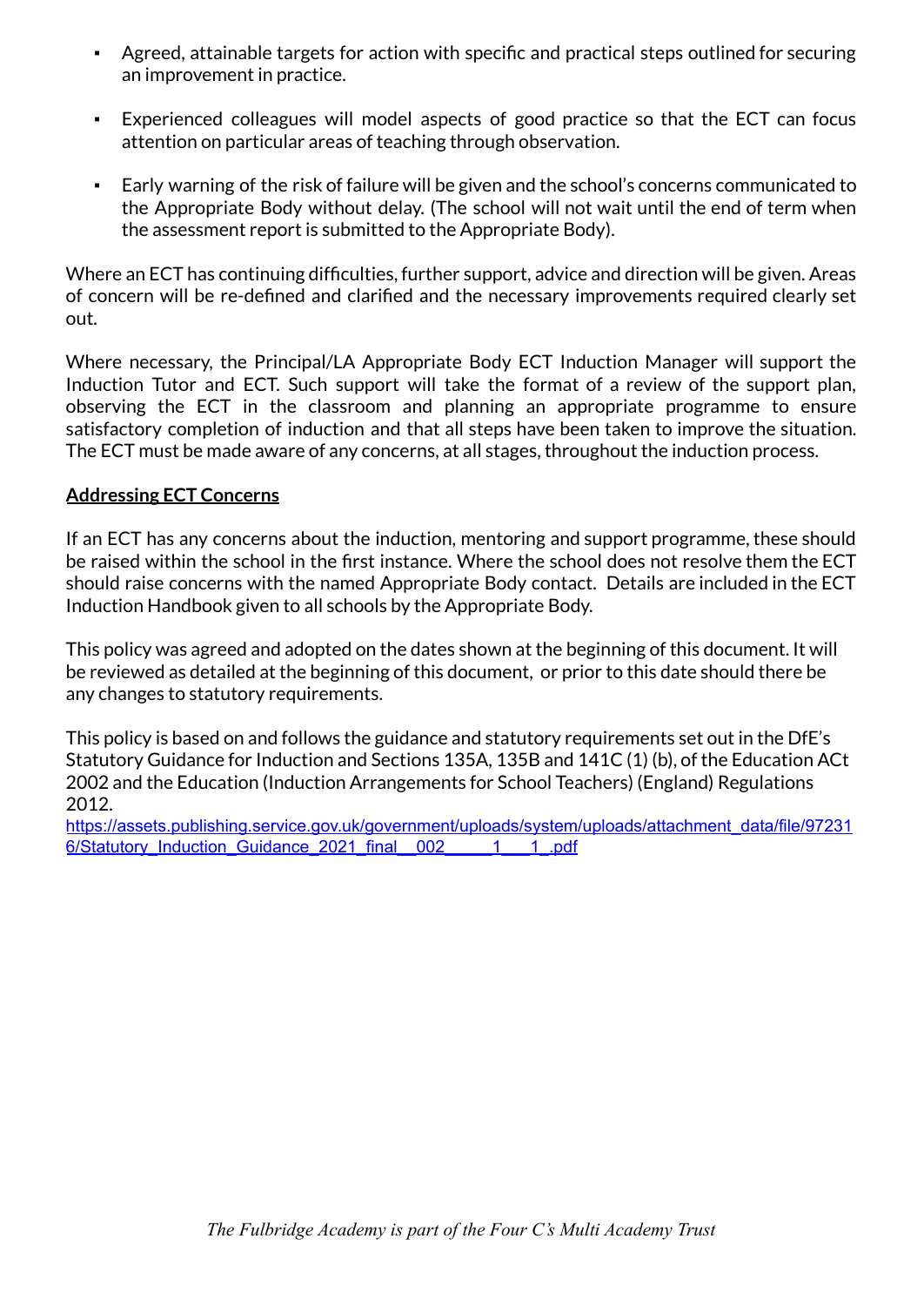- Agreed, attainable targets for action with specific and practical steps outlined for securing an improvement in practice.

- Experienced colleagues will model aspects of good practice so that the ECT can focus attention on particular areas of teaching through observation.

- Early warning of the risk of failure will be given and the school's concerns communicated to the Appropriate Body without delay. (The school will not wait until the end of term when the assessment report is submitted to the Appropriate Body).

Where an ECT has continuing difficulties, further support, advice and direction will be given. Areas of concern will be re-defined and clarified and the necessary improvements required clearly set out.

Where necessary, the Principal/LA Appropriate Body ECT Induction Manager will support the Induction Tutor and ECT. Such support will take the format of a review of the support plan, observing the ECT in the classroom and planning an appropriate programme to ensure satisfactory completion of induction and that all steps have been taken to improve the situation. The ECT must be made aware of any concerns, at all stages, throughout the induction process.

**Addressing ECT Concerns**

If an ECT has any concerns about the induction, mentoring and support programme, these should be raised within the school in the first instance. Where the school does not resolve them the ECT should raise concerns with the named Appropriate Body contact. Details are included in the ECT Induction Handbook given to all schools by the Appropriate Body.

This policy was agreed and adopted on the dates shown at the beginning of this document. It will be reviewed as detailed at the beginning of this document, or prior to this date should there be any changes to statutory requirements.

This policy is based on and follows the guidance and statutory requirements set out in the DfE's Statutory Guidance for Induction and Sections 135A, 135B and 141C (1) (b), of the Education ACt 2002 and the Education (Induction Arrangements for School Teachers) (England) Regulations 2012.
https://assets.publishing.service.gov.uk/government/uploads/system/uploads/attachment_data/file/972316/Statutory_Induction_Guidance_2021_final__002_____1___1_.pdf

*The Fulbridge Academy is part of the Four C's Multi Academy Trust*